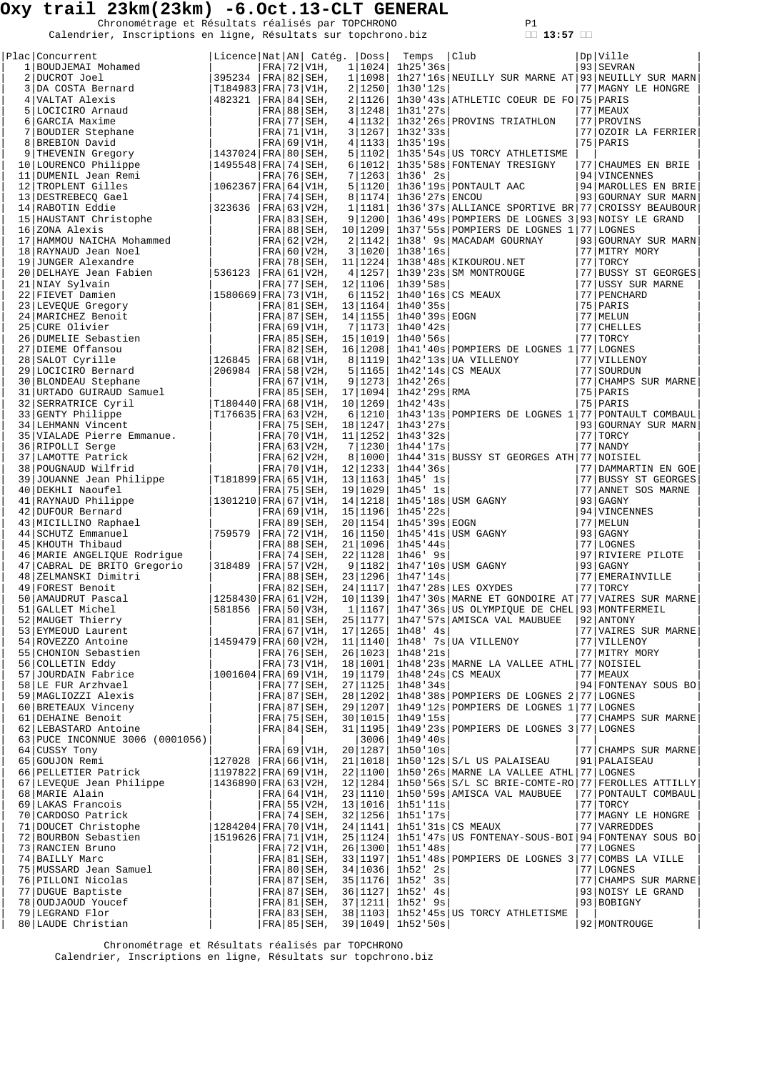# Oxy trail 23km(23km) -6.Oct.13-CLT GENERAL

Chronométrage et Résultats réalisés par TOPCHRONO
Calendrier, Inscriptions en ligne, Résultats sur topchrono.biz

P1
13:57

| Plac | Concurrent | Licence | Nat | AN | Catég. | | Doss | Temps | Club | Dp | Ville |
|---|---|---|---|---|---|---|---|---|---|---|---|
| 1 | BOUDJEMAI Mohamed | | FRA | 72 | V1H, | 1 | 1024 | 1h25'36s | | 93 | SEVRAN |
| 2 | DUCROT Joel | 395234 | FRA | 82 | SEH, | 1 | 1098 | 1h27'16s | NEUILLY SUR MARNE AT | 93 | NEUILLY SUR MARN |
| 3 | DA COSTA Bernard | T184983 | FRA | 73 | V1H, | 2 | 1250 | 1h30'12s | | 77 | MAGNY LE HONGRE |
| 4 | VALTAT Alexis | 482321 | FRA | 84 | SEH, | 2 | 1126 | 1h30'43s | ATHLETIC COEUR DE FO | 75 | PARIS |
| 5 | LOCICIRO Arnaud | | FRA | 88 | SEH, | 3 | 1248 | 1h31'27s | | 77 | MEAUX |
| 6 | GARCIA Maxime | | FRA | 77 | SEH, | 4 | 1132 | 1h32'26s | PROVINS TRIATHLON | 77 | PROVINS |
| 7 | BOUDIER Stephane | | FRA | 71 | V1H, | 3 | 1267 | 1h32'33s | | 77 | OZOIR LA FERRIER |
| 8 | BREBION David | | FRA | 69 | V1H, | 4 | 1133 | 1h35'19s | | 75 | PARIS |
| 9 | THEVENIN Gregory | 1437024 | FRA | 80 | SEH, | 5 | 1102 | 1h35'54s | US TORCY ATHLETISME | | |
| 10 | LOURENCO Philippe | 1495548 | FRA | 74 | SEH, | 6 | 1012 | 1h35'58s | FONTENAY TRESIGNY | 77 | CHAUMES EN BRIE |
| 11 | DUMENIL Jean Remi | | FRA | 76 | SEH, | 7 | 1263 | 1h36' 2s | | 94 | VINCENNES |
| 12 | TROPLENT Gilles | 1062367 | FRA | 64 | V1H, | 5 | 1120 | 1h36'19s | PONTAULT AAC | 94 | MAROLLES EN BRIE |
| 13 | DESTREBECQ Gael | | FRA | 74 | SEH, | 8 | 1174 | 1h36'27s | ENCOU | 93 | GOURNAY SUR MARN |
| 14 | RABOTIN Eddie | 323636 | FRA | 63 | V2H, | 1 | 1181 | 1h36'37s | ALLIANCE SPORTIVE BR | 77 | CROISSY BEAUBOUR |
| 15 | HAUSTANT Christophe | | FRA | 83 | SEH, | 9 | 1200 | 1h36'49s | POMPIERS DE LOGNES 3 | 93 | NOISY LE GRAND |
| 16 | ZONA Alexis | | FRA | 88 | SEH, | 10 | 1209 | 1h37'55s | POMPIERS DE LOGNES 1 | 77 | LOGNES |
| 17 | HAMMOU NAICHA Mohammed | | FRA | 62 | V2H, | 2 | 1142 | 1h38' 9s | MACADAM GOURNAY | 93 | GOURNAY SUR MARN |
| 18 | RAYNAUD Jean Noel | | FRA | 60 | V2H, | 3 | 1020 | 1h38'16s | | 77 | MITRY MORY |
| 19 | JUNGER Alexandre | | FRA | 78 | SEH, | 11 | 1224 | 1h38'48s | KIKOUROU.NET | 77 | TORCY |
| 20 | DELHAYE Jean Fabien | 536123 | FRA | 61 | V2H, | 4 | 1257 | 1h39'23s | SM MONTROUGE | 77 | BUSSY ST GEORGES |
| 21 | NIAY Sylvain | | FRA | 77 | SEH, | 12 | 1106 | 1h39'58s | | 77 | USSY SUR MARNE |
| 22 | FIEVET Damien | 1580669 | FRA | 73 | V1H, | 6 | 1152 | 1h40'16s | CS MEAUX | 77 | PENCHARD |
| 23 | LEVEQUE Gregory | | FRA | 81 | SEH, | 13 | 1164 | 1h40'35s | | 75 | PARIS |
| 24 | MARICHEZ Benoit | | FRA | 87 | SEH, | 14 | 1155 | 1h40'39s | EOGN | 77 | MELUN |
| 25 | CURE Olivier | | FRA | 69 | V1H, | 7 | 1173 | 1h40'42s | | 77 | CHELLES |
| 26 | DUMELIE Sebastien | | FRA | 85 | SEH, | 15 | 1019 | 1h40'56s | | 77 | TORCY |
| 27 | DIEME Offansou | | FRA | 82 | SEH, | 16 | 1208 | 1h41'40s | POMPIERS DE LOGNES 1 | 77 | LOGNES |
| 28 | SALOT Cyrille | 126845 | FRA | 68 | V1H, | 8 | 1119 | 1h42'13s | UA VILLENOY | 77 | VILLENOY |
| 29 | LOCICIRO Bernard | 206984 | FRA | 58 | V2H, | 5 | 1165 | 1h42'14s | CS MEAUX | 77 | SOURDUN |
| 30 | BLONDEAU Stephane | | FRA | 67 | V1H, | 9 | 1273 | 1h42'26s | | 77 | CHAMPS SUR MARNE |
| 31 | URTADO GUIRAUD Samuel | | FRA | 85 | SEH, | 17 | 1094 | 1h42'29s | RMA | 75 | PARIS |
| 32 | SERRATRICE Cyril | T180440 | FRA | 68 | V1H, | 10 | 1269 | 1h42'43s | | 75 | PARIS |
| 33 | GENTY Philippe | T176635 | FRA | 63 | V2H, | 6 | 1210 | 1h43'13s | POMPIERS DE LOGNES 1 | 77 | PONTAULT COMBAUL |
| 34 | LEHMANN Vincent | | FRA | 75 | SEH, | 18 | 1247 | 1h43'27s | | 93 | GOURNAY SUR MARN |
| 35 | VIALADE Pierre Emmanue. | | FRA | 70 | V1H, | 11 | 1252 | 1h43'32s | | 77 | TORCY |
| 36 | RIPOLLI Serge | | FRA | 63 | V2H, | 7 | 1230 | 1h44'17s | | 77 | NANDY |
| 37 | LAMOTTE Patrick | | FRA | 62 | V2H, | 8 | 1000 | 1h44'31s | BUSSY ST GEORGES ATH | 77 | NOISIEL |
| 38 | POUGNAUD Wilfrid | | FRA | 70 | V1H, | 12 | 1233 | 1h44'36s | | 77 | DAMMARTIN EN GOE |
| 39 | JOUANNE Jean Philippe | T181899 | FRA | 65 | V1H, | 13 | 1163 | 1h45' 1s | | 77 | BUSSY ST GEORGES |
| 40 | DEKHLI Naoufel | | FRA | 75 | SEH, | 19 | 1029 | 1h45' 1s | | 77 | ANNET SOS MARNE |
| 41 | RAYNAUD Philippe | 1301210 | FRA | 67 | V1H, | 14 | 1218 | 1h45'18s | USM GAGNY | 93 | GAGNY |
| 42 | DUFOUR Bernard | | FRA | 69 | V1H, | 15 | 1196 | 1h45'22s | | 94 | VINCENNES |
| 43 | MICILLINO Raphael | | FRA | 89 | SEH, | 20 | 1154 | 1h45'39s | EOGN | 77 | MELUN |
| 44 | SCHUTZ Emmanuel | 759579 | FRA | 72 | V1H, | 16 | 1150 | 1h45'41s | USM GAGNY | 93 | GAGNY |
| 45 | KHOUTH Thibaud | | FRA | 88 | SEH, | 21 | 1096 | 1h45'44s | | 77 | LOGNES |
| 46 | MARIE ANGELIQUE Rodrigue | | FRA | 74 | SEH, | 22 | 1128 | 1h46' 9s | | 97 | RIVIERE PILOTE |
| 47 | CABRAL DE BRITO Gregorio | 318489 | FRA | 57 | V2H, | 9 | 1182 | 1h47'10s | USM GAGNY | 93 | GAGNY |
| 48 | ZELMANSKI Dimitri | | FRA | 88 | SEH, | 23 | 1296 | 1h47'14s | | 77 | EMERAINVILLE |
| 49 | FOREST Benoit | | FRA | 82 | SEH, | 24 | 1117 | 1h47'28s | LES OXYDES | 77 | TORCY |
| 50 | AMAUDRUT Pascal | 1258430 | FRA | 61 | V2H, | 10 | 1139 | 1h47'30s | MARNE ET GONDOIRE AT | 77 | VAIRES SUR MARNE |
| 51 | GALLET Michel | 581856 | FRA | 50 | V3H, | 1 | 1167 | 1h47'36s | US OLYMPIQUE DE CHEL | 93 | MONTFERMEIL |
| 52 | MAUGET Thierry | | FRA | 81 | SEH, | 25 | 1177 | 1h47'57s | AMISCA VAL MAUBUEE | 92 | ANTONY |
| 53 | EYMEOUD Laurent | | FRA | 67 | V1H, | 17 | 1265 | 1h48' 4s | | 77 | VAIRES SUR MARNE |
| 54 | ROVEZZO Antoine | 1459479 | FRA | 60 | V2H, | 11 | 1140 | 1h48' 7s | UA VILLENOY | 77 | VILLENOY |
| 55 | CHONION Sebastien | | FRA | 76 | SEH, | 26 | 1023 | 1h48'21s | | 77 | MITRY MORY |
| 56 | COLLETIN Eddy | | FRA | 73 | V1H, | 18 | 1001 | 1h48'23s | MARNE LA VALLEE ATHL | 77 | NOISIEL |
| 57 | JOURDAIN Fabrice | 1001604 | FRA | 69 | V1H, | 19 | 1179 | 1h48'24s | CS MEAUX | 77 | MEAUX |
| 58 | LE FUR Arzhvael | | FRA | 77 | SEH, | 27 | 1125 | 1h48'34s | | 94 | FONTENAY SOUS BO |
| 59 | MAGLIOZZI Alexis | | FRA | 87 | SEH, | 28 | 1202 | 1h48'38s | POMPIERS DE LOGNES 2 | 77 | LOGNES |
| 60 | BRETEAUX Vinceny | | FRA | 87 | SEH, | 29 | 1207 | 1h49'12s | POMPIERS DE LOGNES 1 | 77 | LOGNES |
| 61 | DEHAINE Benoit | | FRA | 75 | SEH, | 30 | 1015 | 1h49'15s | | 77 | CHAMPS SUR MARNE |
| 62 | LEBASTARD Antoine | | FRA | 84 | SEH, | 31 | 1195 | 1h49'23s | POMPIERS DE LOGNES 3 | 77 | LOGNES |
| 63 | PUCE INCONNUE 3006 (0001056) | | | | | | 3006 | 1h49'40s | | | |
| 64 | CUSSY Tony | | FRA | 69 | V1H, | 20 | 1287 | 1h50'10s | | 77 | CHAMPS SUR MARNE |
| 65 | GOUJON Remi | 127028 | FRA | 66 | V1H, | 21 | 1018 | 1h50'12s | S/L US PALAISEAU | 91 | PALAISEAU |
| 66 | PELLETIER Patrick | 1197822 | FRA | 69 | V1H, | 22 | 1100 | 1h50'26s | MARNE LA VALLEE ATHL | 77 | LOGNES |
| 67 | LEVEQUE Jean Philippe | 1436890 | FRA | 63 | V2H, | 12 | 1284 | 1h50'56s | S/L SC BRIE-COMTE-RO | 77 | FEROLLES ATTILLY |
| 68 | MARIE Alain | | FRA | 64 | V1H, | 23 | 1110 | 1h50'59s | AMISCA VAL MAUBUEE | 77 | PONTAULT COMBAUL |
| 69 | LAKAS Francois | | FRA | 55 | V2H, | 13 | 1016 | 1h51'11s | | 77 | TORCY |
| 70 | CARDOSO Patrick | | FRA | 74 | SEH, | 32 | 1256 | 1h51'17s | | 77 | MAGNY LE HONGRE |
| 71 | DOUCET Christophe | 1284204 | FRA | 70 | V1H, | 24 | 1141 | 1h51'31s | CS MEAUX | 77 | VARREDDES |
| 72 | BOURBON Sebastien | 1519626 | FRA | 71 | V1H, | 25 | 1124 | 1h51'47s | US FONTENAY-SOUS-BOI | 94 | FONTENAY SOUS BO |
| 73 | RANCIEN Bruno | | FRA | 72 | V1H, | 26 | 1300 | 1h51'48s | | 77 | LOGNES |
| 74 | BAILLY Marc | | FRA | 81 | SEH, | 33 | 1197 | 1h51'48s | POMPIERS DE LOGNES 3 | 77 | COMBS LA VILLE |
| 75 | MUSSARD Jean Samuel | | FRA | 80 | SEH, | 34 | 1036 | 1h52' 2s | | 77 | LOGNES |
| 76 | PILLONI Nicolas | | FRA | 87 | SEH, | 35 | 1176 | 1h52' 3s | | 77 | CHAMPS SUR MARNE |
| 77 | DUGUE Baptiste | | FRA | 87 | SEH, | 36 | 1127 | 1h52' 4s | | 93 | NOISY LE GRAND |
| 78 | OUDJAOUD Youcef | | FRA | 81 | SEH, | 37 | 1211 | 1h52' 9s | | 93 | BOBIGNY |
| 79 | LEGRAND Flor | | FRA | 83 | SEH, | 38 | 1103 | 1h52'45s | US TORCY ATHLETISME | | |
| 80 | LAUDE Christian | | FRA | 85 | SEH, | 39 | 1049 | 1h52'50s | | 92 | MONTROUGE |

Chronométrage et Résultats réalisés par TOPCHRONO
Calendrier, Inscriptions en ligne, Résultats sur topchrono.biz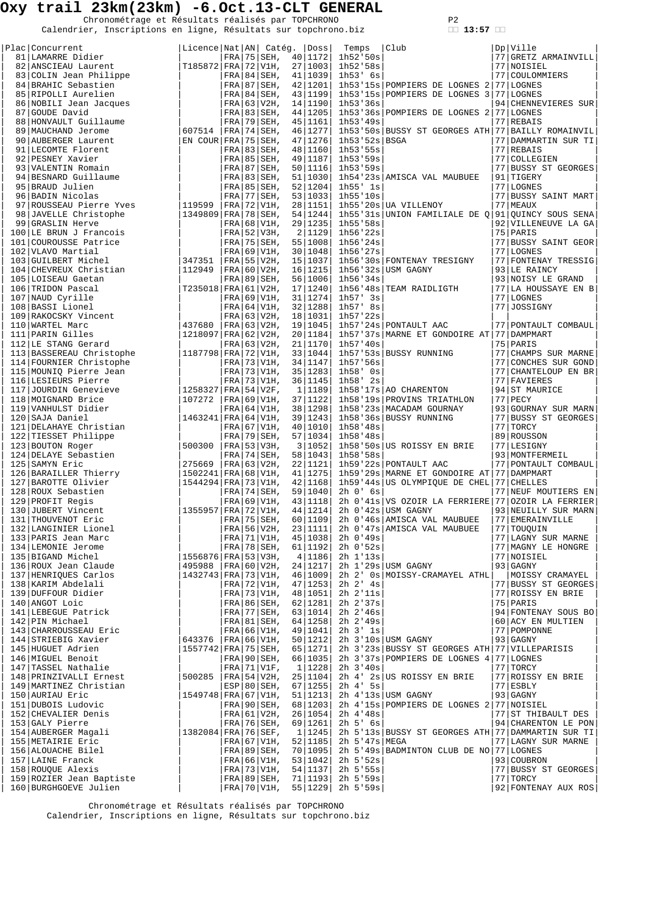# Oxy trail 23km(23km) -6.Oct.13-CLT GENERAL

Chronométrage et Résultats réalisés par TOPCHRONO
Calendrier, Inscriptions en ligne, Résultats sur topchrono.biz

13:57

| Plac | Concurrent | Licence | Nat | AN | Catég. | | Doss | Temps | Club | Dp | Ville |
|---|---|---|---|---|---|---|---|---|---|---|---|
| 81 | LAMARRE Didier | | FRA | 75 | SEH, | 40 | 1172 | 1h52'50s | | 77 | GRETZ ARMAINVILL |
| 82 | ANSCIEAU Laurent | T185872 | FRA | 72 | V1H, | 27 | 1003 | 1h52'58s | | 77 | NOISIEL |
| 83 | COLIN Jean Philippe | | FRA | 84 | SEH, | 41 | 1039 | 1h53' 6s | | 77 | COULOMMIERS |
| 84 | BRAHIC Sebastien | | FRA | 87 | SEH, | 42 | 1201 | 1h53'15s | POMPIERS DE LOGNES 2 | 77 | LOGNES |
| 85 | RIPOLLI Aurelien | | FRA | 84 | SEH, | 43 | 1199 | 1h53'15s | POMPIERS DE LOGNES 3 | 77 | LOGNES |
| 86 | NOBILI Jean Jacques | | FRA | 63 | V2H, | 14 | 1190 | 1h53'36s | | 94 | CHENNEVIERES SUR |
| 87 | GOUDE David | | FRA | 83 | SEH, | 44 | 1205 | 1h53'36s | POMPIERS DE LOGNES 2 | 77 | LOGNES |
| 88 | HONVAULT Guillaume | | FRA | 79 | SEH, | 45 | 1161 | 1h53'49s | | 77 | REBAIS |
| 89 | MAUCHAND Jerome | 607514 | FRA | 74 | SEH, | 46 | 1277 | 1h53'50s | BUSSY ST GEORGES ATH | 77 | BAILLY ROMAINVIL |
| 90 | AUBERGER Laurent | EN COUR | FRA | 75 | SEH, | 47 | 1276 | 1h53'52s | BSGA | 77 | DAMMARTIN SUR TI |
| 91 | LECOMTE Florent | | FRA | 83 | SEH, | 48 | 1160 | 1h53'55s | | 77 | REBAIS |
| 92 | PESNEY Xavier | | FRA | 85 | SEH, | 49 | 1187 | 1h53'59s | | 77 | COLLEGIEN |
| 93 | VALENTIN Romain | | FRA | 87 | SEH, | 50 | 1116 | 1h53'59s | | 77 | BUSSY ST GEORGES |
| 94 | BESNARD Guillaume | | FRA | 83 | SEH, | 51 | 1030 | 1h54'23s | AMISCA VAL MAUBUEE | 91 | TIGERY |
| 95 | BRAUD Julien | | FRA | 85 | SEH, | 52 | 1204 | 1h55' 1s | | 77 | LOGNES |
| 96 | BADIN Nicolas | | FRA | 77 | SEH, | 53 | 1033 | 1h55'10s | | 77 | BUSSY SAINT MART |
| 97 | ROUSSEAU Pierre Yves | 119599 | FRA | 72 | V1H, | 28 | 1151 | 1h55'20s | UA VILLENOY | 77 | MEAUX |
| 98 | JAVELLE Christophe | 1349809 | FRA | 78 | SEH, | 54 | 1244 | 1h55'31s | UNION FAMILIALE DE Q | 91 | QUINCY SOUS SENA |
| 99 | GRASLIN Herve | | FRA | 68 | V1H, | 29 | 1235 | 1h55'58s | | 92 | VILLENEUVE LA GA |
| 100 | LE BRUN J Francois | | FRA | 52 | V3H, | 2 | 1129 | 1h56'22s | | 75 | PARIS |
| 101 | COUROUSSE Patrice | | FRA | 75 | SEH, | 55 | 1008 | 1h56'24s | | 77 | BUSSY SAINT GEOR |
| 102 | VLAVO Martial | | FRA | 69 | V1H, | 30 | 1048 | 1h56'27s | | 77 | LOGNES |
| 103 | GUILBERT Michel | 347351 | FRA | 55 | V2H, | 15 | 1037 | 1h56'30s | FONTENAY TRESIGNY | 77 | FONTENAY TRESSIG |
| 104 | CHEVREUX Christian | 112949 | FRA | 60 | V2H, | 16 | 1215 | 1h56'32s | USM GAGNY | 93 | LE RAINCY |
| 105 | LOISEAU Gaetan | | FRA | 89 | SEH, | 56 | 1006 | 1h56'34s | | 93 | NOISY LE GRAND |
| 106 | TRIDON Pascal | T235018 | FRA | 61 | V2H, | 17 | 1240 | 1h56'48s | TEAM RAIDLIGTH | 77 | LA HOUSSAYE EN B |
| 107 | NAUD Cyrille | | FRA | 69 | V1H, | 31 | 1274 | 1h57' 3s | | 77 | LOGNES |
| 108 | BASSI Lionel | | FRA | 64 | V1H, | 32 | 1288 | 1h57' 8s | | 77 | JOSSIGNY |
| 109 | RAKOCSKY Vincent | | FRA | 63 | V2H, | 18 | 1031 | 1h57'22s | | | |
| 110 | WARTEL Marc | 437680 | FRA | 63 | V2H, | 19 | 1045 | 1h57'24s | PONTAULT AAC | 77 | PONTAULT COMBAUL |
| 111 | PARIN Gilles | 1218097 | FRA | 62 | V2H, | 20 | 1184 | 1h57'37s | MARNE ET GONDOIRE AT | 77 | DAMPMART |
| 112 | LE STANG Gerard | | FRA | 63 | V2H, | 21 | 1170 | 1h57'40s | | 75 | PARIS |
| 113 | BASSEREAU Christophe | 1187798 | FRA | 72 | V1H, | 33 | 1044 | 1h57'53s | BUSSY RUNNING | 77 | CHAMPS SUR MARNE |
| 114 | FOURNIER Christophe | | FRA | 73 | V1H, | 34 | 1147 | 1h57'56s | | 77 | CONCHES SUR GOND |
| 115 | MOUNIQ Pierre Jean | | FRA | 73 | V1H, | 35 | 1283 | 1h58' 0s | | 77 | CHANTELOUP EN BR |
| 116 | LESIEURS Pierre | | FRA | 73 | V1H, | 36 | 1145 | 1h58' 2s | | 77 | FAVIERES |
| 117 | JOURDIN Genevieve | 1258327 | FRA | 54 | V2F, | 1 | 1189 | 1h58'17s | AO CHARENTON | 94 | ST MAURICE |
| 118 | MOIGNARD Brice | 107272 | FRA | 69 | V1H, | 37 | 1122 | 1h58'19s | PROVINS TRIATHLON | 77 | PECY |
| 119 | VANHULST Didier | | FRA | 64 | V1H, | 38 | 1298 | 1h58'23s | MACADAM GOURNAY | 93 | GOURNAY SUR MARN |
| 120 | SAJA Daniel | 1463241 | FRA | 64 | V1H, | 39 | 1243 | 1h58'36s | BUSSY RUNNING | 77 | BUSSY ST GEORGES |
| 121 | DELAHAYE Christian | | FRA | 67 | V1H, | 40 | 1010 | 1h58'48s | | 77 | TORCY |
| 122 | TIESSET Philippe | | FRA | 79 | SEH, | 57 | 1034 | 1h58'48s | | 89 | ROUSSON |
| 123 | BOUTON Roger | 500300 | FRA | 53 | V3H, | 3 | 1052 | 1h58'50s | US ROISSY EN BRIE | 77 | LESIGNY |
| 124 | DELAYE Sebastien | | FRA | 74 | SEH, | 58 | 1043 | 1h58'58s | | 93 | MONTFERMEIL |
| 125 | SAMYN Eric | 275669 | FRA | 63 | V2H, | 22 | 1121 | 1h59'22s | PONTAULT AAC | 77 | PONTAULT COMBAUL |
| 126 | BARAILLER Thierry | 1502241 | FRA | 68 | V1H, | 41 | 1275 | 1h59'29s | MARNE ET GONDOIRE AT | 77 | DAMPMART |
| 127 | BAROTTE Olivier | 1544294 | FRA | 73 | V1H, | 42 | 1168 | 1h59'44s | US OLYMPIQUE DE CHEL | 77 | CHELLES |
| 128 | ROUX Sebastien | | FRA | 74 | SEH, | 59 | 1040 | 2h 0' 6s | | 77 | NEUF MOUTIERS EN |
| 129 | PROFIT Regis | | FRA | 69 | V1H, | 43 | 1118 | 2h 0'41s | VS OZOIR LA FERRIERE | 77 | OZOIR LA FERRIER |
| 130 | JUBERT Vincent | 1355957 | FRA | 72 | V1H, | 44 | 1214 | 2h 0'42s | USM GAGNY | 93 | NEUILLY SUR MARN |
| 131 | THOUVENOT Eric | | FRA | 75 | SEH, | 60 | 1109 | 2h 0'46s | AMISCA VAL MAUBUEE | 77 | EMERAINVILLE |
| 132 | LANGINIER Lionel | | FRA | 56 | V2H, | 23 | 1111 | 2h 0'47s | AMISCA VAL MAUBUEE | 77 | TOUQUIN |
| 133 | PARIS Jean Marc | | FRA | 71 | V1H, | 45 | 1038 | 2h 0'49s | | 77 | LAGNY SUR MARNE |
| 134 | LEMONIE Jerome | | FRA | 78 | SEH, | 61 | 1192 | 2h 0'52s | | 77 | MAGNY LE HONGRE |
| 135 | BIGAND Michel | 1556876 | FRA | 53 | V3H, | 4 | 1186 | 2h 1'13s | | 77 | NOISIEL |
| 136 | ROUX Jean Claude | 495988 | FRA | 60 | V2H, | 24 | 1217 | 2h 1'29s | USM GAGNY | 93 | GAGNY |
| 137 | HENRIQUES Carlos | 1432743 | FRA | 73 | V1H, | 46 | 1009 | 2h 2' 0s | MOISSY-CRAMAYEL ATHL | | MOISSY CRAMAYEL |
| 138 | KARIM Abdelali | | FRA | 72 | V1H, | 47 | 1253 | 2h 2' 4s | | 77 | BUSSY ST GEORGES |
| 139 | DUFFOUR Didier | | FRA | 73 | V1H, | 48 | 1051 | 2h 2'11s | | 77 | ROISSY EN BRIE |
| 140 | ANGOT Loic | | FRA | 86 | SEH, | 62 | 1281 | 2h 2'37s | | 75 | PARIS |
| 141 | LEBEGUE Patrick | | FRA | 77 | SEH, | 63 | 1014 | 2h 2'46s | | 94 | FONTENAY SOUS BO |
| 142 | PIN Michael | | FRA | 81 | SEH, | 64 | 1258 | 2h 2'49s | | 60 | ACY EN MULTIEN |
| 143 | CHARROUSSEAU Eric | | FRA | 66 | V1H, | 49 | 1041 | 2h 3' 1s | | 77 | POMPONNE |
| 144 | STRIEBIG Xavier | 643376 | FRA | 66 | V1H, | 50 | 1212 | 2h 3'10s | USM GAGNY | 93 | GAGNY |
| 145 | HUGUET Adrien | 1557742 | FRA | 75 | SEH, | 65 | 1271 | 2h 3'23s | BUSSY ST GEORGES ATH | 77 | VILLEPARISIS |
| 146 | MIGUEL Benoit | | FRA | 90 | SEH, | 66 | 1035 | 2h 3'37s | POMPIERS DE LOGNES 4 | 77 | LOGNES |
| 147 | TASSEL Nathalie | | FRA | 71 | V1F, | 1 | 1228 | 2h 3'40s | | 77 | TORCY |
| 148 | PRINZIVALLI Ernest | 500285 | FRA | 54 | V2H, | 25 | 1104 | 2h 4' 2s | US ROISSY EN BRIE | 77 | ROISSY EN BRIE |
| 149 | MARTINEZ Christian | | ESP | 80 | SEH, | 67 | 1255 | 2h 4' 5s | | 77 | ESBLY |
| 150 | AURIAU Eric | 1549748 | FRA | 67 | V1H, | 51 | 1213 | 2h 4'13s | USM GAGNY | 93 | GAGNY |
| 151 | DUBOIS Ludovic | | FRA | 90 | SEH, | 68 | 1203 | 2h 4'15s | POMPIERS DE LOGNES 2 | 77 | NOISIEL |
| 152 | CHEVALIER Denis | | FRA | 61 | V2H, | 26 | 1054 | 2h 4'48s | | 77 | ST THIBAULT DES |
| 153 | GALY Pierre | | FRA | 76 | SEH, | 69 | 1261 | 2h 5' 6s | | 94 | CHARENTON LE PON |
| 154 | AUBERGER Magali | 1382084 | FRA | 76 | SEF, | 1 | 1245 | 2h 5'13s | BUSSY ST GEORGES ATH | 77 | DAMMARTIN SUR TI |
| 155 | METAIRIE Eric | | FRA | 67 | V1H, | 52 | 1185 | 2h 5'47s | MEGA | 77 | LAGNY SUR MARNE |
| 156 | ALOUACHE Bilel | | FRA | 89 | SEH, | 70 | 1095 | 2h 5'49s | BADMINTON CLUB DE NO | 77 | LOGNES |
| 157 | LAINE Franck | | FRA | 66 | V1H, | 53 | 1042 | 2h 5'52s | | 93 | COUBRON |
| 158 | ROUQUE Alexis | | FRA | 73 | V1H, | 54 | 1137 | 2h 5'55s | | 77 | BUSSY ST GEORGES |
| 159 | ROZIER Jean Baptiste | | FRA | 89 | SEH, | 71 | 1193 | 2h 5'59s | | 77 | TORCY |
| 160 | BURGHGOEVE Julien | | FRA | 70 | V1H, | 55 | 1229 | 2h 5'59s | | 92 | FONTENAY AUX ROS |

Chronométrage et Résultats réalisés par TOPCHRONO
Calendrier, Inscriptions en ligne, Résultats sur topchrono.biz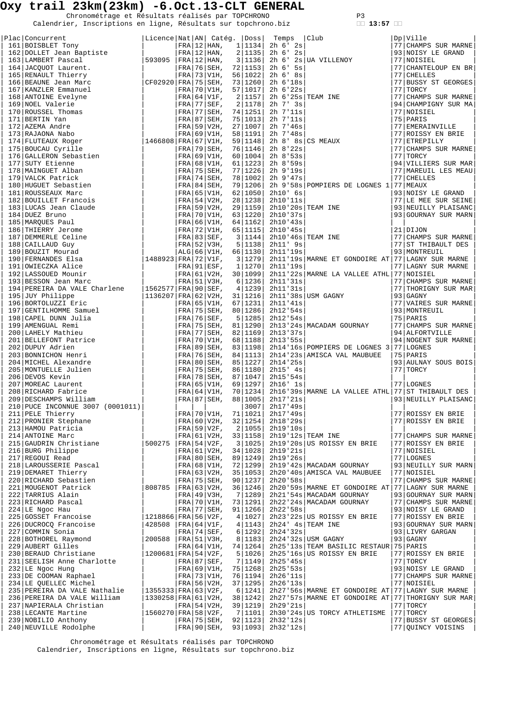# Oxy trail 23km(23km) -6.Oct.13-CLT GENERAL

Chronométrage et Résultats réalisés par TOPCHRONO
Calendrier, Inscriptions en ligne, Résultats sur topchrono.biz

13:57

| Plac | Concurrent | Licence | Nat | AN | Catég. | Doss | Temps | Club | Dp | Ville |
|---|---|---|---|---|---|---|---|---|---|---|
| 161 | BOISBLET Tony | | FRA | 12 | HAN, 1 | 1134 | 2h 6' 2s | | 77 | CHAMPS SUR MARNE |
| 162 | DOLLET Jean Baptiste | | FRA | 12 | HAN, 2 | 1135 | 2h 6' 2s | | 93 | NOISY LE GRAND |
| 163 | LAMBERT Pascal | 593095 | FRA | 12 | HAN, 3 | 1136 | 2h 6' 2s | UA VILLENOY | 77 | NOISIEL |
| 164 | JACQUOT Laurent. | | FRA | 76 | SEH, 72 | 1153 | 2h 6' 5s | | 77 | CHANTELOUP EN BR |
| 165 | RENAULT Thierry | | FRA | 73 | V1H, 56 | 1022 | 2h 6' 8s | | 77 | CHELLES |
| 166 | BEAUNE Jean Marc | CF02920 | FRA | 75 | SEH, 73 | 1260 | 2h 6'18s | | 77 | BUSSY ST GEORGES |
| 167 | KANZLER Emmanuel | | FRA | 70 | V1H, 57 | 1017 | 2h 6'22s | | 77 | TORCY |
| 168 | ANTOINE Evelyne | | FRA | 64 | V1F, 2 | 1157 | 2h 6'25s | TEAM INE | 77 | CHAMPS SUR MARNE |
| 169 | NOEL Valerie | | FRA | 77 | SEF, 2 | 1178 | 2h 7' 3s | | 94 | CHAMPIGNY SUR MA |
| 170 | ROUSSEL Thomas | | FRA | 77 | SEH, 74 | 1251 | 2h 7'11s | | 77 | NOISIEL |
| 171 | BERTIN Yan | | FRA | 87 | SEH, 75 | 1013 | 2h 7'11s | | 75 | PARIS |
| 172 | AZEMA Andre | | FRA | 59 | V2H, 27 | 1007 | 2h 7'46s | | 77 | EMERAINVILLE |
| 173 | RAJAONA Nabo | | FRA | 69 | V1H, 58 | 1191 | 2h 7'48s | | 77 | ROISSY EN BRIE |
| 174 | FLUTEAUX Roger | 1466808 | FRA | 67 | V1H, 59 | 1148 | 2h 8' 8s | CS MEAUX | 77 | ETREPILLY |
| 175 | BOUCAU Cyrille | | FRA | 79 | SEH, 76 | 1146 | 2h 8'22s | | 77 | CHAMPS SUR MARNE |
| 176 | GALLERON Sebastien | | FRA | 69 | V1H, 60 | 1004 | 2h 8'53s | | 77 | TORCY |
| 177 | SUTY Etienne | | FRA | 68 | V1H, 61 | 1223 | 2h 8'59s | | 94 | VILLIERS SUR MAR |
| 178 | MAINGUET Alban | | FRA | 75 | SEH, 77 | 1226 | 2h 9'19s | | 77 | MAREUIL LES MEAU |
| 179 | VALCK Patrick | | FRA | 74 | SEH, 78 | 1002 | 2h 9'47s | | 77 | CHELLES |
| 180 | HUGUET Sebastien | | FRA | 84 | SEH, 79 | 1206 | 2h 9'58s | POMPIERS DE LOGNES 1 | 77 | MEAUX |
| 181 | ROUSSEAUX Marc | | FRA | 65 | V1H, 62 | 1050 | 2h10' 6s | | 93 | NOISY LE GRAND |
| 182 | BOUILLET Francois | | FRA | 54 | V2H, 28 | 1238 | 2h10'11s | | 77 | LE MEE SUR SEINE |
| 183 | LUCAS Jean Claude | | FRA | 59 | V2H, 29 | 1159 | 2h10'20s | TEAM INE | 93 | NEUILLY PLAISANC |
| 184 | DUEZ Bruno | | FRA | 70 | V1H, 63 | 1220 | 2h10'37s | | 93 | GOURNAY SUR MARN |
| 185 | MARQUES Paul | | FRA | 66 | V1H, 64 | 1162 | 2h10'43s | | | |
| 186 | THIERRY Jerome | | FRA | 72 | V1H, 65 | 1115 | 2h10'45s | | 21 | DIJON |
| 187 | DEMMERLE Celine | | FRA | 83 | SEF, 3 | 1144 | 2h10'46s | TEAM INE | 77 | CHAMPS SUR MARNE |
| 188 | CAILLAUD Guy | | FRA | 52 | V3H, 5 | 1138 | 2h11' 9s | | 77 | ST THIBAULT DES |
| 189 | BOUZIT Mourad | | ALG | 66 | V1H, 66 | 1130 | 2h11'19s | | 93 | MONTREUIL |
| 190 | FERNANDES Elsa | 1488923 | FRA | 72 | V1F, 3 | 1279 | 2h11'19s | MARNE ET GONDOIRE AT | 77 | LAGNY SUR MARNE |
| 191 | OWIECZKA Alice | | FRA | 91 | ESF, 1 | 1270 | 2h11'19s | | 77 | LAGNY SUR MARNE |
| 192 | LASSOUED Mounir | | FRA | 61 | V2H, 30 | 1099 | 2h11'22s | MARNE LA VALLEE ATHL | 77 | NOISIEL |
| 193 | BESSON Jean Marc | | FRA | 51 | V3H, 6 | 1236 | 2h11'31s | | 77 | CHAMPS SUR MARNE |
| 194 | PEREIRA DA VALE Charlene | 1562577 | FRA | 90 | SEF, 4 | 1239 | 2h11'31s | | 77 | THORIGNY SUR MAR |
| 195 | JUY Philippe | 1136207 | FRA | 62 | V2H, 31 | 1216 | 2h11'38s | USM GAGNY | 93 | GAGNY |
| 196 | BORTOLUZZI Eric | | FRA | 65 | V1H, 67 | 1231 | 2h11'41s | | 77 | VAIRES SUR MARNE |
| 197 | GENTILHOMME Samuel | | FRA | 75 | SEH, 80 | 1286 | 2h12'54s | | 93 | MONTREUIL |
| 198 | CAPEL DUNN Julia | | FRA | 76 | SEF, 5 | 1285 | 2h12'54s | | 75 | PARIS |
| 199 | AMENGUAL Remi | | FRA | 75 | SEH, 81 | 1290 | 2h13'24s | MACADAM GOURNAY | 77 | CHAMPS SUR MARNE |
| 200 | LAHELY Mathieu | | FRA | 77 | SEH, 82 | 1169 | 2h13'37s | | 94 | ALFORTVILLE |
| 201 | BELLEFONT Patrice | | FRA | 70 | V1H, 68 | 1188 | 2h13'55s | | 94 | NOGENT SUR MARNE |
| 202 | DUPUY Adrien | | FRA | 89 | SEH, 83 | 1198 | 2h14'16s | POMPIERS DE LOGNES 3 | 77 | LOGNES |
| 203 | BONNICHON Henri | | FRA | 76 | SEH, 84 | 1113 | 2h14'23s | AMISCA VAL MAUBUEE | 75 | PARIS |
| 204 | MICHEL Alexandre | | FRA | 80 | SEH, 85 | 1227 | 2h14'25s | | 93 | AULNAY SOUS BOIS |
| 205 | MONTUELLE Julien | | FRA | 75 | SEH, 86 | 1180 | 2h15' 4s | | 77 | TORCY |
| 206 | DEVOS Kevin | | FRA | 78 | SEH, 87 | 1047 | 2h15'54s | | | |
| 207 | MOREAC Laurent | | FRA | 65 | V1H, 69 | 1297 | 2h16' 1s | | 77 | LOGNES |
| 208 | RICHARD Fabrice | | FRA | 64 | V1H, 70 | 1234 | 2h16'39s | MARNE LA VALLEE ATHL | 77 | ST THIBAULT DES |
| 209 | DESCHAMPS William | | FRA | 87 | SEH, 88 | 1005 | 2h17'21s | | 93 | NEUILLY PLAISANC |
| 210 | PUCE INCONNUE 3007 (0001011) | | | | | 3007 | 2h17'49s | | | |
| 211 | PELE Thierry | | FRA | 70 | V1H, 71 | 1021 | 2h17'49s | | 77 | ROISSY EN BRIE |
| 212 | PRONIER Stephane | | FRA | 60 | V2H, 32 | 1254 | 2h18'29s | | 77 | ROISSY EN BRIE |
| 213 | HAMOU Patricia | | FRA | 59 | V2F, 2 | 1055 | 2h19'10s | | | |
| 214 | ANTOINE Marc | | FRA | 61 | V2H, 33 | 1158 | 2h19'12s | TEAM INE | 77 | CHAMPS SUR MARNE |
| 215 | GAUDRIN Christiane | 500275 | FRA | 54 | V2F, 3 | 1025 | 2h19'20s | US ROISSY EN BRIE | 77 | ROISSY EN BRIE |
| 216 | BURG Philippe | | FRA | 61 | V2H, 34 | 1028 | 2h19'21s | | 77 | NOISIEL |
| 217 | REGOUI Read | | FRA | 80 | SEH, 89 | 1249 | 2h19'26s | | 77 | LOGNES |
| 218 | LAROUSSERIE Pascal | | FRA | 68 | V1H, 72 | 1299 | 2h19'42s | MACADAM GOURNAY | 93 | NEUILLY SUR MARN |
| 219 | DEMARET Thierry | | FRA | 63 | V2H, 35 | 1053 | 2h20'40s | AMISCA VAL MAUBUEE | 77 | NOISIEL |
| 220 | RICHARD Sebastien | | FRA | 75 | SEH, 90 | 1237 | 2h20'58s | | 77 | CHAMPS SUR MARNE |
| 221 | MOUGENOT Patrick | 808785 | FRA | 63 | V2H, 36 | 1246 | 2h20'59s | MARNE ET GONDOIRE AT | 77 | LAGNY SUR MARNE |
| 222 | TARRIUS Alain | | FRA | 49 | V3H, 7 | 1289 | 2h21'54s | MACADAM GOURNAY | 93 | GOURNAY SUR MARN |
| 223 | RICHARD Pascal | | FRA | 70 | V1H, 73 | 1291 | 2h22'24s | MACADAM GOURNAY | 77 | CHAMPS SUR MARNE |
| 224 | LE Ngoc Hau | | FRA | 77 | SEH, 91 | 1266 | 2h22'58s | | 93 | NOISY LE GRAND |
| 225 | GOSSET Francoise | 1218866 | FRA | 56 | V2F, 4 | 1027 | 2h23'22s | US ROISSY EN BRIE | 77 | ROISSY EN BRIE |
| 226 | DUCROCQ Francoise | 428508 | FRA | 64 | V1F, 4 | 1143 | 2h24' 4s | TEAM INE | 93 | GOURNAY SUR MARN |
| 227 | COMMIN Sonia | | FRA | 74 | SEF, 6 | 1292 | 2h24'32s | | 93 | LIVRY GARGAN |
| 228 | BOTHOREL Raymond | 200588 | FRA | 51 | V3H, 8 | 1183 | 2h24'32s | USM GAGNY | 93 | GAGNY |
| 229 | AUBERT Gilles | | FRA | 64 | V1H, 74 | 1264 | 2h25'13s | TEAM BASILIC RESTAUR | 75 | PARIS |
| 230 | BERAUD Christiane | 1200681 | FRA | 54 | V2F, 5 | 1026 | 2h25'16s | US ROISSY EN BRIE | 77 | ROISSY EN BRIE |
| 231 | SEELISH Anne Charlotte | | FRA | 87 | SEF, 7 | 1149 | 2h25'45s | | 77 | TORCY |
| 232 | LE Ngoc Hung | | FRA | 69 | V1H, 75 | 1268 | 2h25'53s | | 93 | NOISY LE GRAND |
| 233 | DE COOMAN Raphael | | FRA | 73 | V1H, 76 | 1194 | 2h26'11s | | 77 | CHAMPS SUR MARNE |
| 234 | LE QUELLEC Michel | | FRA | 56 | V2H, 37 | 1295 | 2h26'13s | | 77 | NOISIEL |
| 235 | PEREIRA DA VALE Nathalie | 1355333 | FRA | 63 | V2F, 6 | 1241 | 2h27'56s | MARNE ET GONDOIRE AT | 77 | LAGNY SUR MARNE |
| 236 | PEREIRA DA VALE William | 1330258 | FRA | 61 | V2H, 38 | 1242 | 2h27'57s | MARNE ET GONDOIRE AT | 77 | THORIGNY SUR MAR |
| 237 | NAPIERALA Christian | | FRA | 54 | V2H, 39 | 1219 | 2h29'21s | | 77 | TORCY |
| 238 | LECANTE Martine | 1560270 | FRA | 58 | V2F, 7 | 1101 | 2h30'24s | US TORCY ATHLETISME | 77 | TORCY |
| 239 | NOBILIO Anthony | | FRA | 75 | SEH, 92 | 1123 | 2h32'12s | | 77 | BUSSY ST GEORGES |
| 240 | NEUVILLE Rodolphe | | FRA | 90 | SEH, 93 | 1093 | 2h32'12s | | 77 | QUINCY VOISINS |

Chronométrage et Résultats réalisés par TOPCHRONO
Calendrier, Inscriptions en ligne, Résultats sur topchrono.biz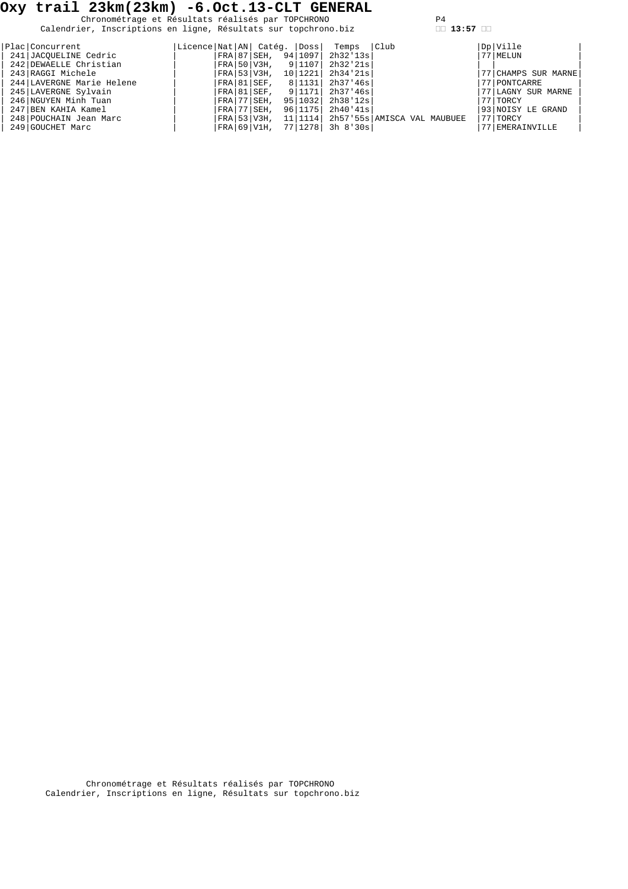# Oxy trail 23km(23km) -6.Oct.13-CLT GENERAL

Chronométrage et Résultats réalisés par TOPCHRONO
Calendrier, Inscriptions en ligne, Résultats sur topchrono.biz

13:57

| Plac | Concurrent | Licence | Nat | AN | Catég. | Doss | Temps | Club | Dp | Ville |
|---|---|---|---|---|---|---|---|---|---|---|
| 241 | JACQUELINE Cedric | | FRA | 87 | SEH, 94 | 1097 | 2h32'13s | | 77 | MELUN |
| 242 | DEWAELLE Christian | | FRA | 50 | V3H, 9 | 1107 | 2h32'21s | | | |
| 243 | RAGGI Michele | | FRA | 53 | V3H, 10 | 1221 | 2h34'21s | | 77 | CHAMPS SUR MARNE |
| 244 | LAVERGNE Marie Helene | | FRA | 81 | SEF, 8 | 1131 | 2h37'46s | | 77 | PONTCARRE |
| 245 | LAVERGNE Sylvain | | FRA | 81 | SEF, 9 | 1171 | 2h37'46s | | 77 | LAGNY SUR MARNE |
| 246 | NGUYEN Minh Tuan | | FRA | 77 | SEH, 95 | 1032 | 2h38'12s | | 77 | TORCY |
| 247 | BEN KAHIA Kamel | | FRA | 77 | SEH, 96 | 1175 | 2h40'41s | | 93 | NOISY LE GRAND |
| 248 | POUCHAIN Jean Marc | | FRA | 53 | V3H, 11 | 1114 | 2h57'55s | AMISCA VAL MAUBUEE | 77 | TORCY |
| 249 | GOUCHET Marc | | FRA | 69 | V1H, 77 | 1278 | 3h 8'30s | | 77 | EMERAINVILLE |

Chronométrage et Résultats réalisés par TOPCHRONO
Calendrier, Inscriptions en ligne, Résultats sur topchrono.biz